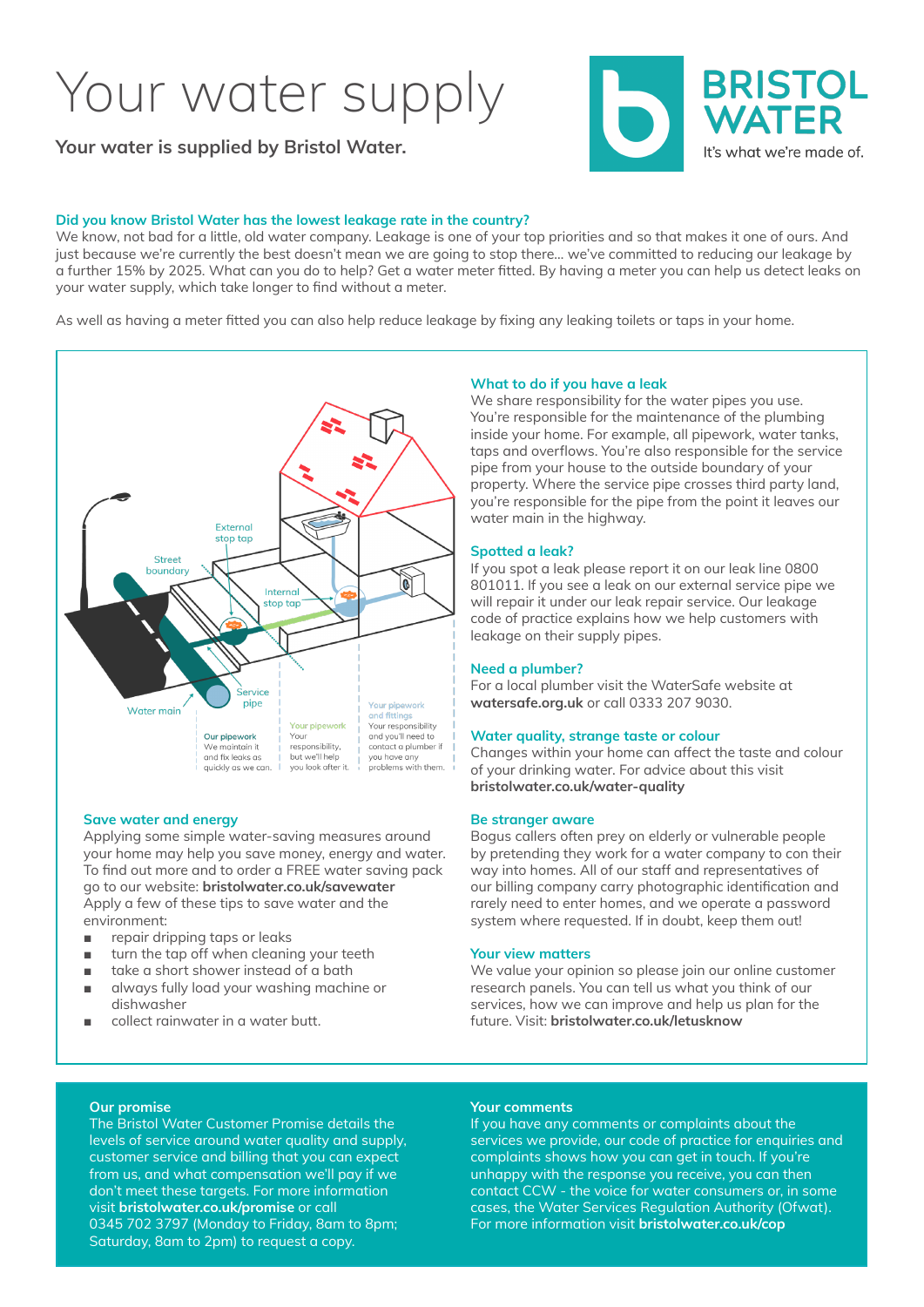# Your water supply

**Your water is supplied by Bristol Water.**

BRISTOL WATER
It's what we're made of.

### Did you know Bristol Water has the lowest leakage rate in the country?

We know, not bad for a little, old water company. Leakage is one of your top priorities and so that makes it one of ours. And just because we're currently the best doesn't mean we are going to stop there... we've committed to reducing our leakage by a further 15% by 2025. What can you do to help? Get a water meter fitted. By having a meter you can help us detect leaks on your water supply, which take longer to find without a meter.

As well as having a meter fitted you can also help reduce leakage by fixing any leaking toilets or taps in your home.

External stop tap

Street boundary

Internal stop tap

Service pipe

Water main

**Our pipework** We maintain it and fix leaks as quickly as we can.

**Your pipework** Your responsibility, but we'll help you look after it.

**Your pipework and fittings** Your responsibility and you'll need to contact a plumber if you have any problems with them.

### Save water and energy

Applying some simple water-saving measures around your home may help you save money, energy and water. To find out more and to order a FREE water saving pack go to our website: **bristolwater.co.uk/savewater**
Apply a few of these tips to save water and the environment:

- repair dripping taps or leaks
- turn the tap off when cleaning your teeth
- take a short shower instead of a bath
- always fully load your washing machine or dishwasher
- collect rainwater in a water butt.

### What to do if you have a leak

We share responsibility for the water pipes you use. You're responsible for the maintenance of the plumbing inside your home. For example, all pipework, water tanks, taps and overflows. You're also responsible for the service pipe from your house to the outside boundary of your property. Where the service pipe crosses third party land, you're responsible for the pipe from the point it leaves our water main in the highway.

### Spotted a leak?

If you spot a leak please report it on our leak line 0800 801011. If you see a leak on our external service pipe we will repair it under our leak repair service. Our leakage code of practice explains how we help customers with leakage on their supply pipes.

### Need a plumber?

For a local plumber visit the WaterSafe website at **watersafe.org.uk** or call 0333 207 9030.

### Water quality, strange taste or colour

Changes within your home can affect the taste and colour of your drinking water. For advice about this visit **bristolwater.co.uk/water-quality**

### Be stranger aware

Bogus callers often prey on elderly or vulnerable people by pretending they work for a water company to con their way into homes. All of our staff and representatives of our billing company carry photographic identification and rarely need to enter homes, and we operate a password system where requested. If in doubt, keep them out!

### Your view matters

We value your opinion so please join our online customer research panels. You can tell us what you think of our services, how we can improve and help us plan for the future. Visit: **bristolwater.co.uk/letusknow**

### Our promise

The Bristol Water Customer Promise details the levels of service around water quality and supply, customer service and billing that you can expect from us, and what compensation we'll pay if we don't meet these targets. For more information visit **bristolwater.co.uk/promise** or call 0345 702 3797 (Monday to Friday, 8am to 8pm; Saturday, 8am to 2pm) to request a copy.

### Your comments

If you have any comments or complaints about the services we provide, our code of practice for enquiries and complaints shows how you can get in touch. If you're unhappy with the response you receive, you can then contact CCW - the voice for water consumers or, in some cases, the Water Services Regulation Authority (Ofwat). For more information visit **bristolwater.co.uk/cop**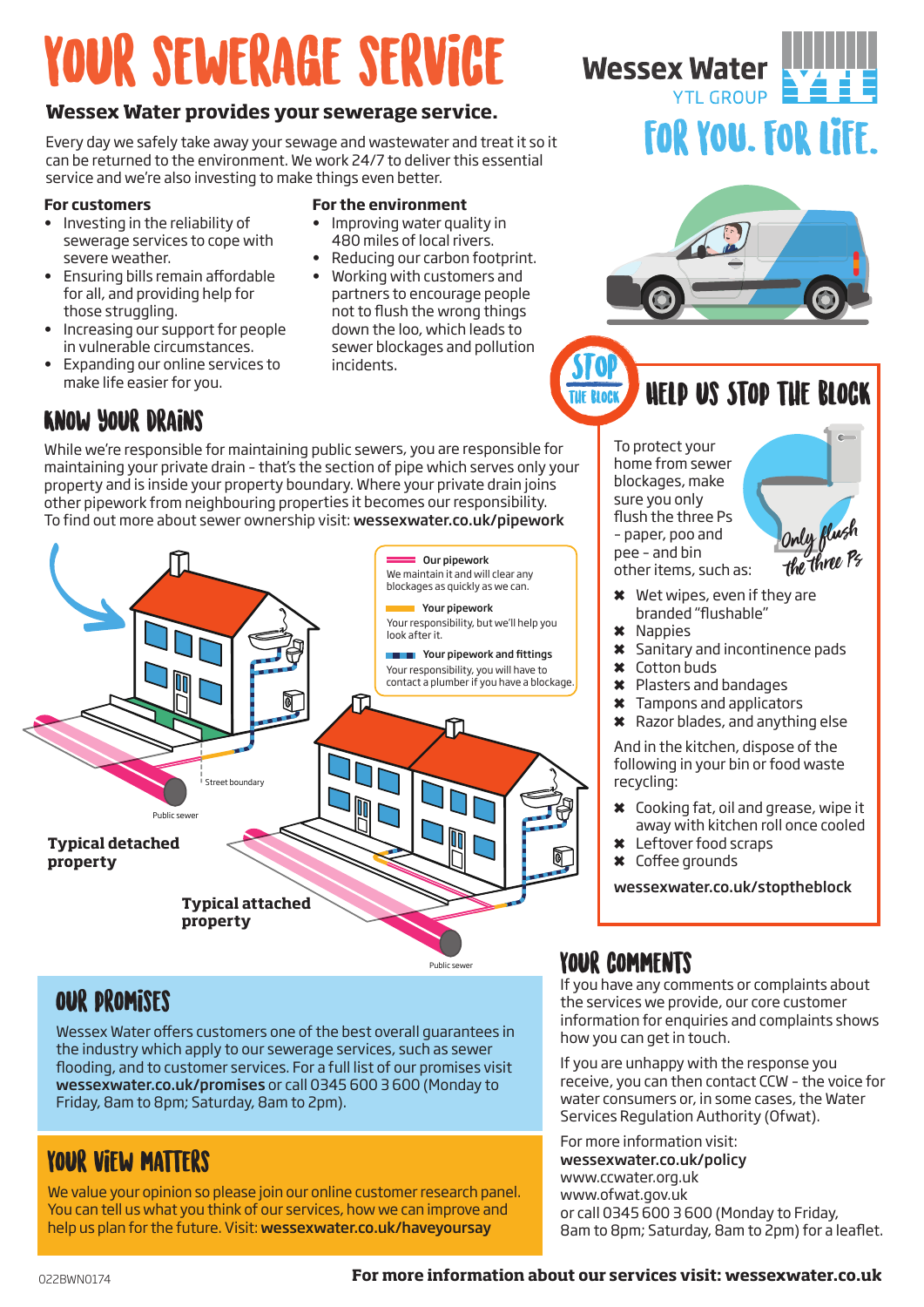# YOUR SEWERAGE SERVICE

Wessex Water
YTL GROUP

FOR YOU. FOR LIFE.

## Wessex Water provides your sewerage service.

Every day we safely take away your sewage and wastewater and treat it so it can be returned to the environment. We work 24/7 to deliver this essential service and we're also investing to make things even better.

**For customers**

- Investing in the reliability of sewerage services to cope with severe weather.
- Ensuring bills remain affordable for all, and providing help for those struggling.
- Increasing our support for people in vulnerable circumstances.
- Expanding our online services to make life easier for you.

**For the environment**

- Improving water quality in 480 miles of local rivers.
- Reducing our carbon footprint.
- Working with customers and partners to encourage people not to flush the wrong things down the loo, which leads to sewer blockages and pollution incidents.

## KNOW YOUR DRAINS

While we're responsible for maintaining public sewers, you are responsible for maintaining your private drain – that's the section of pipe which serves only your property and is inside your property boundary. Where your private drain joins other pipework from neighbouring properties it becomes our responsibility. To find out more about sewer ownership visit: **wessexwater.co.uk/pipework**

**Our pipework**
We maintain it and will clear any blockages as quickly as we can.

**Your pipework**
Your responsibility, but we'll help you look after it.

**Your pipework and fittings**
Your responsibility, you will have to contact a plumber if you have a blockage.

Street boundary

Public sewer

**Typical detached property**

**Typical attached property**

Public sewer

## STOP THE BLOCK

## HELP US STOP THE BLOCK

To protect your home from sewer blockages, make sure you only flush the three Ps – paper, poo and pee – and bin other items, such as:

*Only flush the three Ps*

- ✖ Wet wipes, even if they are branded "flushable"
- ✖ Nappies
- ✖ Sanitary and incontinence pads
- ✖ Cotton buds
- ✖ Plasters and bandages
- ✖ Tampons and applicators
- ✖ Razor blades, and anything else

And in the kitchen, dispose of the following in your bin or food waste recycling:

- ✖ Cooking fat, oil and grease, wipe it away with kitchen roll once cooled
- ✖ Leftover food scraps
- ✖ Coffee grounds

**wessexwater.co.uk/stoptheblock**

## OUR PROMISES

Wessex Water offers customers one of the best overall guarantees in the industry which apply to our sewerage services, such as sewer flooding, and to customer services. For a full list of our promises visit **wessexwater.co.uk/promises** or call 0345 600 3 600 (Monday to Friday, 8am to 8pm; Saturday, 8am to 2pm).

## YOUR VIEW MATTERS

We value your opinion so please join our online customer research panel. You can tell us what you think of our services, how we can improve and help us plan for the future. Visit: **wessexwater.co.uk/haveyoursay**

## YOUR COMMENTS

If you have any comments or complaints about the services we provide, our core customer information for enquiries and complaints shows how you can get in touch.

If you are unhappy with the response you receive, you can then contact CCW – the voice for water consumers or, in some cases, the Water Services Regulation Authority (Ofwat).

For more information visit:
**wessexwater.co.uk/policy**
www.ccwater.org.uk
www.ofwat.gov.uk
or call 0345 600 3 600 (Monday to Friday, 8am to 8pm; Saturday, 8am to 2pm) for a leaflet.

022BWN0174

**For more information about our services visit: wessexwater.co.uk**